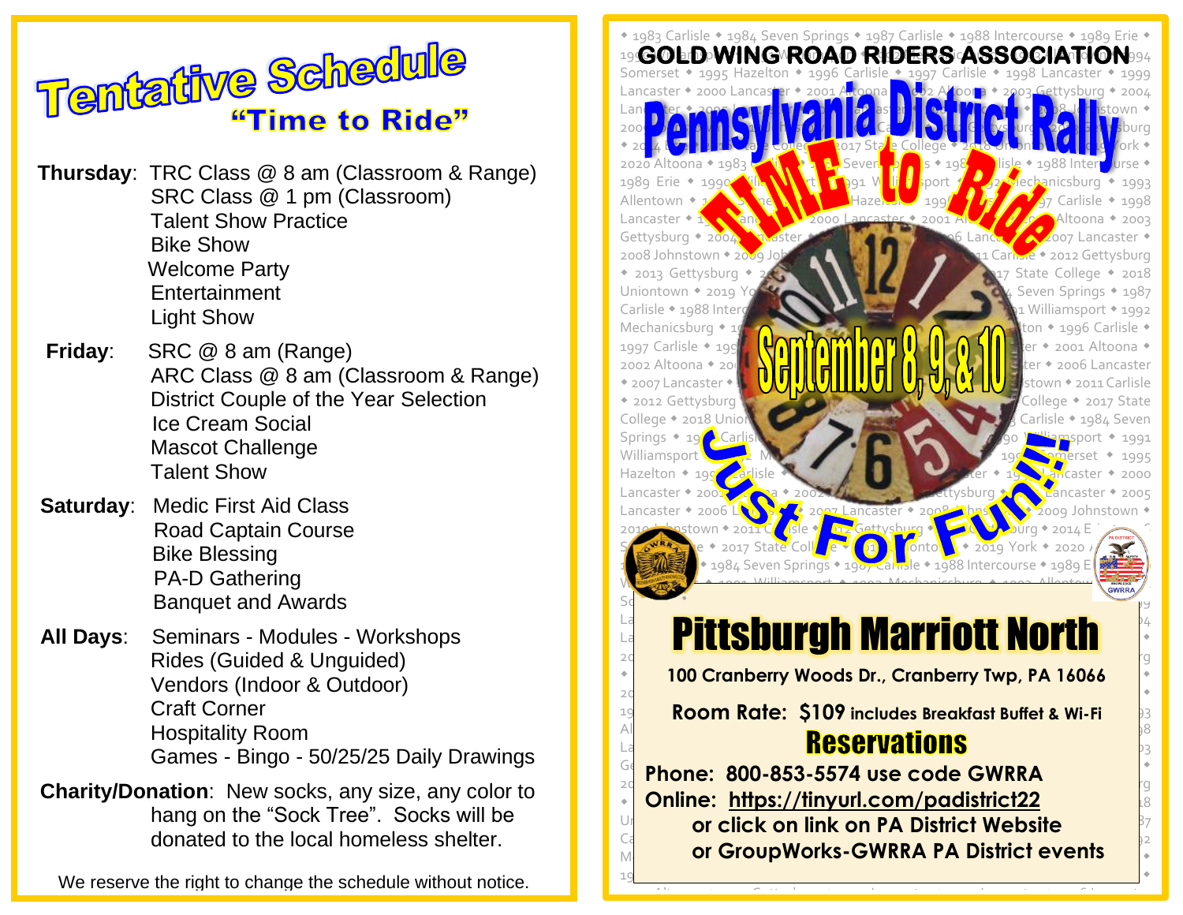# Tentative Schedule

## "Time to Ride"

**Thursday**: TRC Class @ 8 am (Classroom & Range)
SRC Class @ 1 pm (Classroom)
Talent Show Practice
Bike Show
Welcome Party
Entertainment
Light Show

**Friday**: SRC @ 8 am (Range)
ARC Class @ 8 am (Classroom & Range)
District Couple of the Year Selection
Ice Cream Social
Mascot Challenge
Talent Show

**Saturday**: Medic First Aid Class
Road Captain Course
Bike Blessing
PA-D Gathering
Banquet and Awards

**All Days**: Seminars - Modules - Workshops
Rides (Guided & Unguided)
Vendors (Indoor & Outdoor)
Craft Corner
Hospitality Room
Games - Bingo - 50/25/25 Daily Drawings

**Charity/Donation**: New socks, any size, any color to hang on the "Sock Tree". Socks will be donated to the local homeless shelter.

We reserve the right to change the schedule without notice.

# GOLD WING ROAD RIDERS ASSOCIATION

# Pennsylvania District Rally

## TIME to Ride

## September 8, 9, & 10

## Just For Fun!!!

## Pittsburgh Marriott North

**100 Cranberry Woods Dr., Cranberry Twp, PA 16066**

**Room Rate: $109 includes Breakfast Buffet & Wi-Fi**

## Reservations

**Phone: 800-853-5574 use code GWRRA**

**Online: https://tinyurl.com/padistrict22**

**or click on link on PA District Website**

**or GroupWorks-GWRRA PA District events**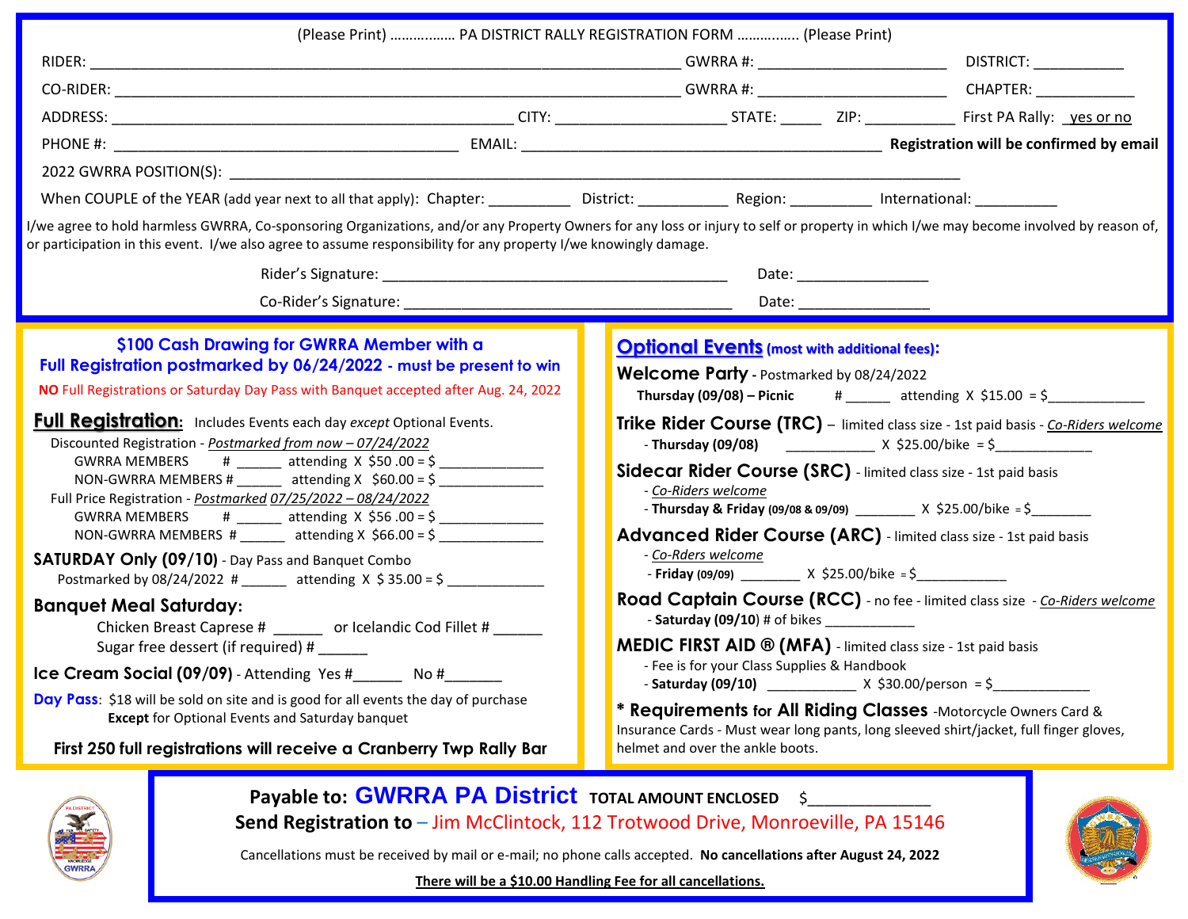(Please Print) …………….. PA DISTRICT RALLY REGISTRATION FORM …………….. (Please Print)

RIDER: ______________________________ GWRRA #: ______________ DISTRICT: ________

CO-RIDER: ______________________________ GWRRA #: ______________ CHAPTER: ________

ADDRESS: ______________________ CITY: ____________ STATE: _____ ZIP: ________ First PA Rally: yes or no

PHONE #: ____________________ EMAIL: ____________________ **Registration will be confirmed by email**

2022 GWRRA POSITION(S): ______________________________

When COUPLE of the YEAR (add year next to all that apply): Chapter: ________ District: ________ Region: ________ International: ________

I/we agree to hold harmless GWRRA, Co-sponsoring Organizations, and/or any Property Owners for any loss or injury to self or property in which I/we may become involved by reason of, or participation in this event. I/we also agree to assume responsibility for any property I/we knowingly damage.

Rider's Signature: ______________________________ Date: ____________

Co-Rider's Signature: ______________________________ Date: ____________

**$100 Cash Drawing for GWRRA Member with a Full Registration postmarked by 06/24/2022 - must be present to win**

**NO** Full Registrations or Saturday Day Pass with Banquet accepted after Aug. 24, 2022

## Full Registration: Includes Events each day *except* Optional Events.

Discounted Registration - *Postmarked from now – 07/24/2022*

- GWRRA MEMBERS # ______ attending X $50 .00 = $ ____________
- NON-GWRRA MEMBERS # ______ attending X $60.00 = $ ____________

Full Price Registration - *Postmarked 07/25/2022 – 08/24/2022*

- GWRRA MEMBERS # ______ attending X $56 .00 = $ ____________
- NON-GWRRA MEMBERS # ______ attending X $66.00 = $ ____________

**SATURDAY Only (09/10)** - Day Pass and Banquet Combo
Postmarked by 08/24/2022 # ______ attending X $ 35.00 = $ ____________

**Banquet Meal Saturday:**
Chicken Breast Caprese # ______ or Icelandic Cod Fillet # ______
Sugar free dessert (if required) # ______

**Ice Cream Social (09/09)** - Attending Yes #______ No #______

**Day Pass**: $18 will be sold on site and is good for all events the day of purchase **Except** for Optional Events and Saturday banquet

**First 250 full registrations will receive a Cranberry Twp Rally Bar**

## Optional Events (most with additional fees):

**Welcome Party** - Postmarked by 08/24/2022
**Thursday (09/08) – Picnic** # ______ attending X $15.00 = $____________

**Trike Rider Course (TRC)** – limited class size - 1st paid basis - *Co-Riders welcome*
- **Thursday (09/08)** __________ X $25.00/bike = $____________

**Sidecar Rider Course (SRC)** - limited class size - 1st paid basis
- *Co-Riders welcome*
- **Thursday & Friday (09/08 & 09/09)** ________ X $25.00/bike = $________

**Advanced Rider Course (ARC)** - limited class size - 1st paid basis
- *Co-Rders welcome*
- **Friday (09/09)** ________ X $25.00/bike = $____________

**Road Captain Course (RCC)** - no fee - limited class size - *Co-Riders welcome*
- **Saturday (09/10)** # of bikes __________

**MEDIC FIRST AID ® (MFA)** - limited class size - 1st paid basis
- Fee is for your Class Supplies & Handbook
- **Saturday (09/10)** __________ X $30.00/person = $____________

**\* Requirements for All Riding Classes** -Motorcycle Owners Card & Insurance Cards - Must wear long pants, long sleeved shirt/jacket, full finger gloves, helmet and over the ankle boots.

**Payable to: GWRRA PA District** **TOTAL AMOUNT ENCLOSED** $____________

**Send Registration to** – Jim McClintock, 112 Trotwood Drive, Monroeville, PA 15146

Cancellations must be received by mail or e-mail; no phone calls accepted. **No cancellations after August 24, 2022**

**There will be a $10.00 Handling Fee for all cancellations.**